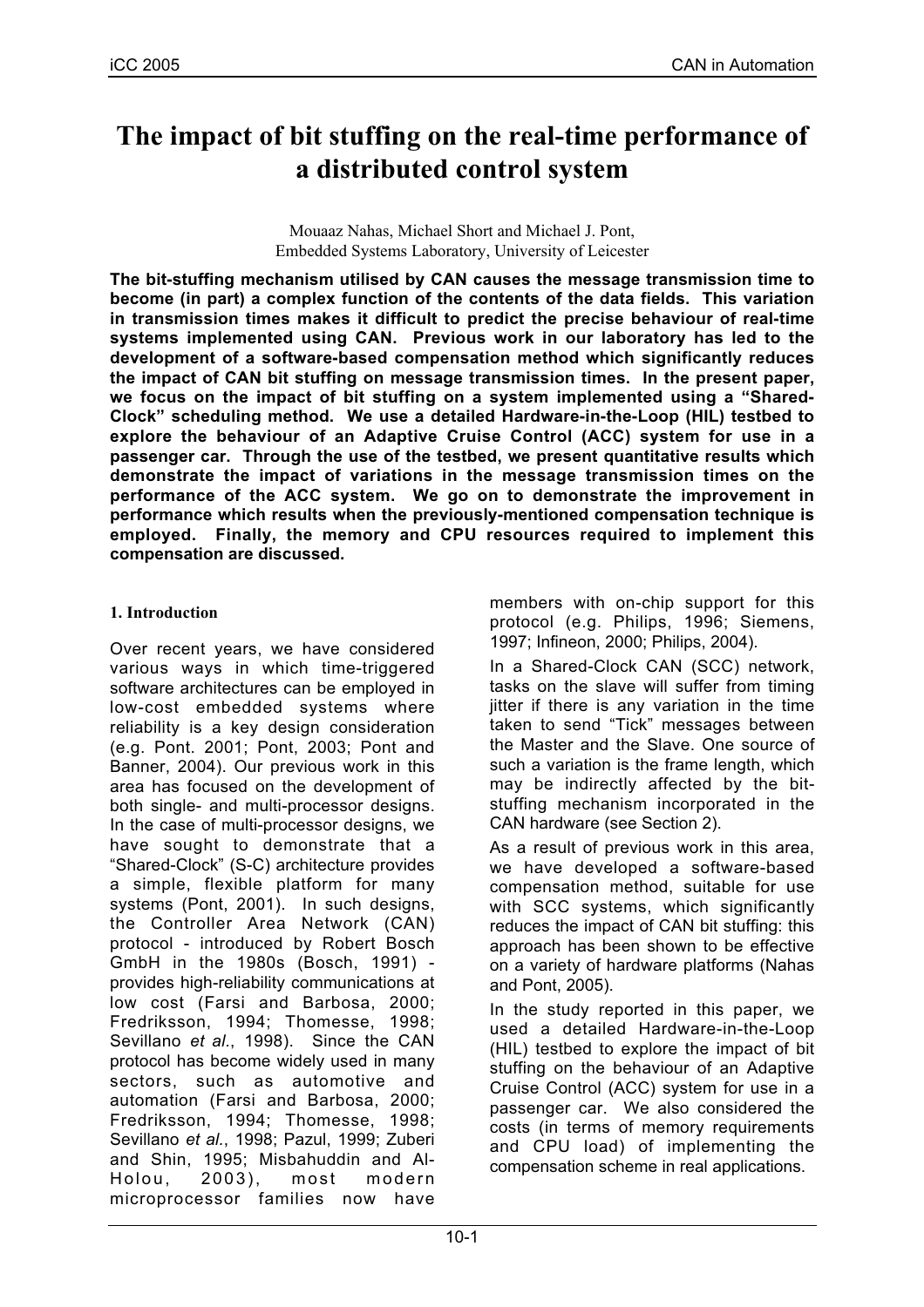# The impact of bit stuffing on the real-time performance of a distributed control system

Mouaaz Nahas, Michael Short and Michael J. Pont,
Embedded Systems Laboratory, University of Leicester

**The bit-stuffing mechanism utilised by CAN causes the message transmission time to become (in part) a complex function of the contents of the data fields. This variation in transmission times makes it difficult to predict the precise behaviour of real-time systems implemented using CAN. Previous work in our laboratory has led to the development of a software-based compensation method which significantly reduces the impact of CAN bit stuffing on message transmission times. In the present paper, we focus on the impact of bit stuffing on a system implemented using a "Shared-Clock" scheduling method. We use a detailed Hardware-in-the-Loop (HIL) testbed to explore the behaviour of an Adaptive Cruise Control (ACC) system for use in a passenger car. Through the use of the testbed, we present quantitative results which demonstrate the impact of variations in the message transmission times on the performance of the ACC system. We go on to demonstrate the improvement in performance which results when the previously-mentioned compensation technique is employed. Finally, the memory and CPU resources required to implement this compensation are discussed.**

## 1. Introduction

Over recent years, we have considered various ways in which time-triggered software architectures can be employed in low-cost embedded systems where reliability is a key design consideration (e.g. Pont. 2001; Pont, 2003; Pont and Banner, 2004). Our previous work in this area has focused on the development of both single- and multi-processor designs. In the case of multi-processor designs, we have sought to demonstrate that a "Shared-Clock" (S-C) architecture provides a simple, flexible platform for many systems (Pont, 2001). In such designs, the Controller Area Network (CAN) protocol - introduced by Robert Bosch GmbH in the 1980s (Bosch, 1991) - provides high-reliability communications at low cost (Farsi and Barbosa, 2000; Fredriksson, 1994; Thomesse, 1998; Sevillano *et al*., 1998). Since the CAN protocol has become widely used in many sectors, such as automotive and automation (Farsi and Barbosa, 2000; Fredriksson, 1994; Thomesse, 1998; Sevillano *et al.*, 1998; Pazul, 1999; Zuberi and Shin, 1995; Misbahuddin and Al-Holou, 2003), most modern microprocessor families now have members with on-chip support for this protocol (e.g. Philips, 1996; Siemens, 1997; Infineon, 2000; Philips, 2004).

In a Shared-Clock CAN (SCC) network, tasks on the slave will suffer from timing jitter if there is any variation in the time taken to send "Tick" messages between the Master and the Slave. One source of such a variation is the frame length, which may be indirectly affected by the bit-stuffing mechanism incorporated in the CAN hardware (see Section 2).

As a result of previous work in this area, we have developed a software-based compensation method, suitable for use with SCC systems, which significantly reduces the impact of CAN bit stuffing: this approach has been shown to be effective on a variety of hardware platforms (Nahas and Pont, 2005).

In the study reported in this paper, we used a detailed Hardware-in-the-Loop (HIL) testbed to explore the impact of bit stuffing on the behaviour of an Adaptive Cruise Control (ACC) system for use in a passenger car. We also considered the costs (in terms of memory requirements and CPU load) of implementing the compensation scheme in real applications.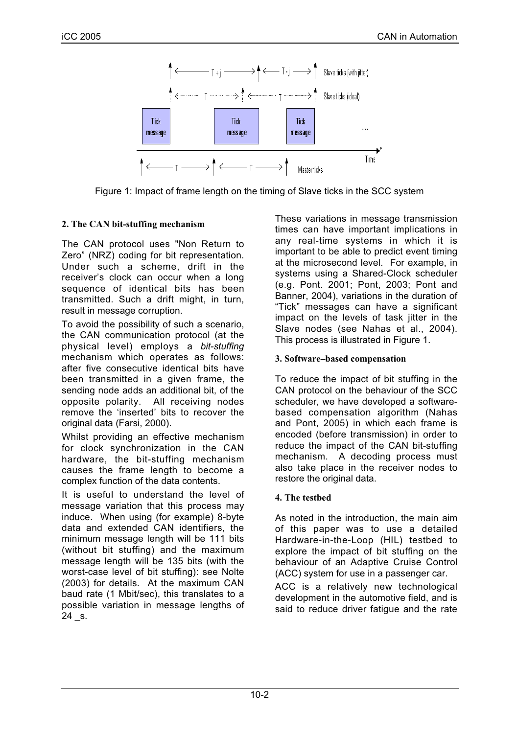Figure 1: Impact of frame length on the timing of Slave ticks in the SCC system

## 2. The CAN bit-stuffing mechanism

The CAN protocol uses "Non Return to Zero" (NRZ) coding for bit representation. Under such a scheme, drift in the receiver's clock can occur when a long sequence of identical bits has been transmitted. Such a drift might, in turn, result in message corruption.

To avoid the possibility of such a scenario, the CAN communication protocol (at the physical level) employs a *bit-stuffing* mechanism which operates as follows: after five consecutive identical bits have been transmitted in a given frame, the sending node adds an additional bit, of the opposite polarity. All receiving nodes remove the 'inserted' bits to recover the original data (Farsi, 2000).

Whilst providing an effective mechanism for clock synchronization in the CAN hardware, the bit-stuffing mechanism causes the frame length to become a complex function of the data contents.

It is useful to understand the level of message variation that this process may induce. When using (for example) 8-byte data and extended CAN identifiers, the minimum message length will be 111 bits (without bit stuffing) and the maximum message length will be 135 bits (with the worst-case level of bit stuffing): see Nolte (2003) for details. At the maximum CAN baud rate (1 Mbit/sec), this translates to a possible variation in message lengths of 24 _s.

These variations in message transmission times can have important implications in any real-time systems in which it is important to be able to predict event timing at the microsecond level. For example, in systems using a Shared-Clock scheduler (e.g. Pont. 2001; Pont, 2003; Pont and Banner, 2004), variations in the duration of "Tick" messages can have a significant impact on the levels of task jitter in the Slave nodes (see Nahas et al., 2004). This process is illustrated in Figure 1.

## 3. Software–based compensation

To reduce the impact of bit stuffing in the CAN protocol on the behaviour of the SCC scheduler, we have developed a software-based compensation algorithm (Nahas and Pont, 2005) in which each frame is encoded (before transmission) in order to reduce the impact of the CAN bit-stuffing mechanism. A decoding process must also take place in the receiver nodes to restore the original data.

## 4. The testbed

As noted in the introduction, the main aim of this paper was to use a detailed Hardware-in-the-Loop (HIL) testbed to explore the impact of bit stuffing on the behaviour of an Adaptive Cruise Control (ACC) system for use in a passenger car.

ACC is a relatively new technological development in the automotive field, and is said to reduce driver fatigue and the rate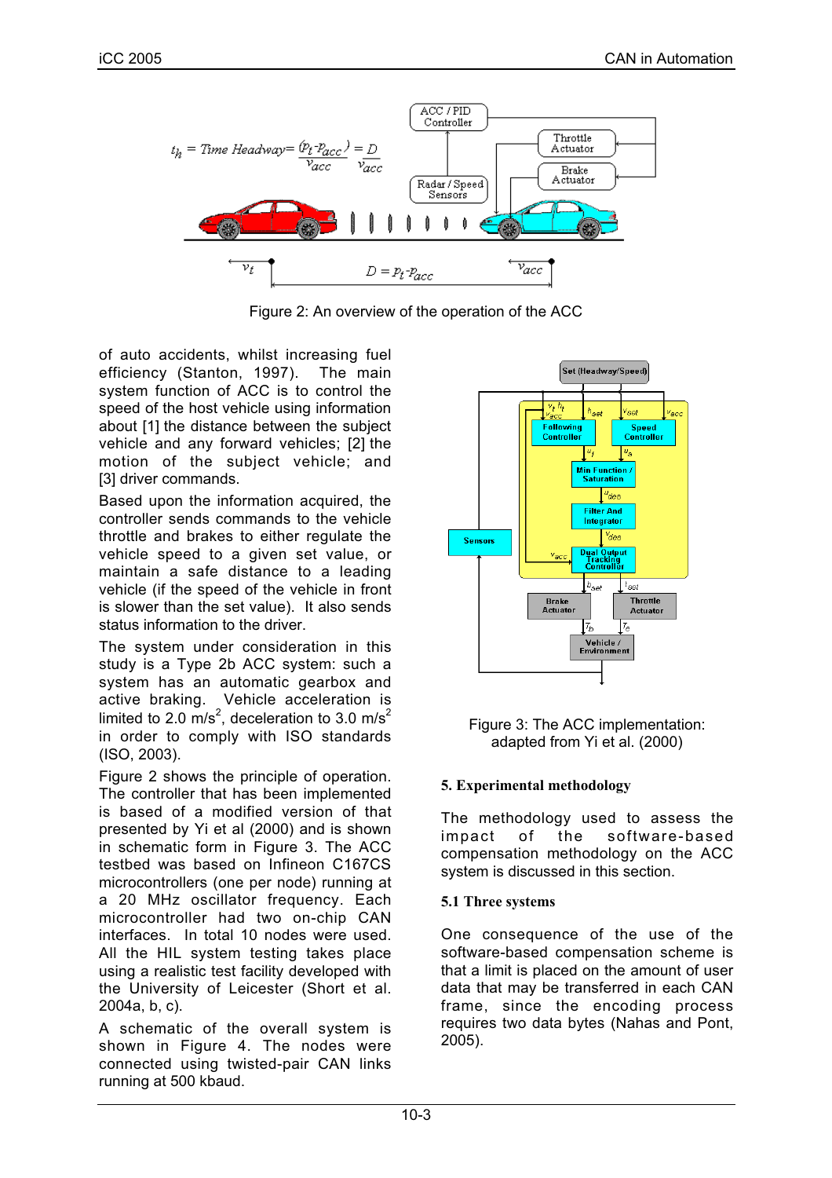Figure 2: An overview of the operation of the ACC

of auto accidents, whilst increasing fuel efficiency (Stanton, 1997). The main system function of ACC is to control the speed of the host vehicle using information about [1] the distance between the subject vehicle and any forward vehicles; [2] the motion of the subject vehicle; and [3] driver commands.

Based upon the information acquired, the controller sends commands to the vehicle throttle and brakes to either regulate the vehicle speed to a given set value, or maintain a safe distance to a leading vehicle (if the speed of the vehicle in front is slower than the set value). It also sends status information to the driver.

The system under consideration in this study is a Type 2b ACC system: such a system has an automatic gearbox and active braking. Vehicle acceleration is limited to 2.0 m/s$^2$, deceleration to 3.0 m/s$^2$ in order to comply with ISO standards (ISO, 2003).

Figure 2 shows the principle of operation. The controller that has been implemented is based of a modified version of that presented by Yi et al (2000) and is shown in schematic form in Figure 3. The ACC testbed was based on Infineon C167CS microcontrollers (one per node) running at a 20 MHz oscillator frequency. Each microcontroller had two on-chip CAN interfaces. In total 10 nodes were used. All the HIL system testing takes place using a realistic test facility developed with the University of Leicester (Short et al. 2004a, b, c).

A schematic of the overall system is shown in Figure 4. The nodes were connected using twisted-pair CAN links running at 500 kbaud.

Figure 3: The ACC implementation: adapted from Yi et al. (2000)

## 5. Experimental methodology

The methodology used to assess the impact of the software-based compensation methodology on the ACC system is discussed in this section.

### 5.1 Three systems

One consequence of the use of the software-based compensation scheme is that a limit is placed on the amount of user data that may be transferred in each CAN frame, since the encoding process requires two data bytes (Nahas and Pont, 2005).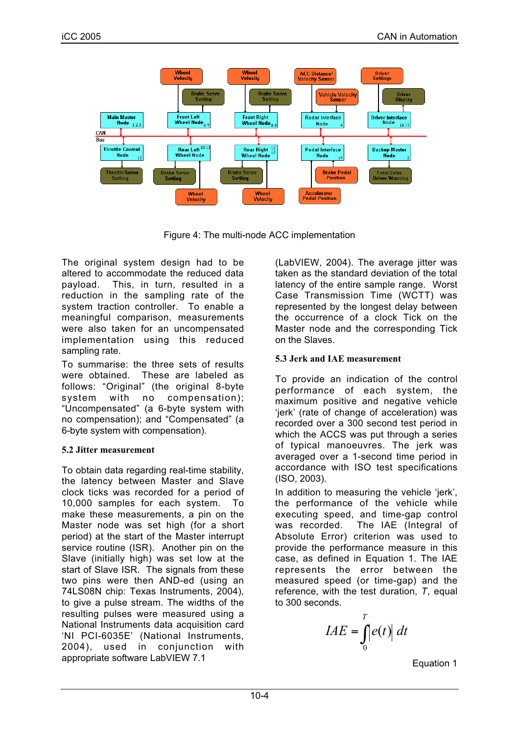Figure 4: The multi-node ACC implementation

The original system design had to be altered to accommodate the reduced data payload. This, in turn, resulted in a reduction in the sampling rate of the system traction controller. To enable a meaningful comparison, measurements were also taken for an uncompensated implementation using this reduced sampling rate.

To summarise: the three sets of results were obtained. These are labeled as follows: “Original” (the original 8-byte system with no compensation); “Uncompensated” (a 6-byte system with no compensation); and “Compensated” (a 6-byte system with compensation).

### 5.2 Jitter measurement

To obtain data regarding real-time stability, the latency between Master and Slave clock ticks was recorded for a period of 10,000 samples for each system. To make these measurements, a pin on the Master node was set high (for a short period) at the start of the Master interrupt service routine (ISR). Another pin on the Slave (initially high) was set low at the start of Slave ISR. The signals from these two pins were then AND-ed (using an 74LS08N chip: Texas Instruments, 2004), to give a pulse stream. The widths of the resulting pulses were measured using a National Instruments data acquisition card ‘NI PCI-6035E’ (National Instruments, 2004), used in conjunction with appropriate software LabVIEW 7.1 (LabVIEW, 2004). The average jitter was taken as the standard deviation of the total latency of the entire sample range. Worst Case Transmission Time (WCTT) was represented by the longest delay between the occurrence of a clock Tick on the Master node and the corresponding Tick on the Slaves.

### 5.3 Jerk and IAE measurement

To provide an indication of the control performance of each system, the maximum positive and negative vehicle ‘jerk’ (rate of change of acceleration) was recorded over a 300 second test period in which the ACCS was put through a series of typical manoeuvres. The jerk was averaged over a 1-second time period in accordance with ISO test specifications (ISO, 2003).

In addition to measuring the vehicle ‘jerk’, the performance of the vehicle while executing speed, and time-gap control was recorded. The IAE (Integral of Absolute Error) criterion was used to provide the performance measure in this case, as defined in Equation 1. The IAE represents the error between the measured speed (or time-gap) and the reference, with the test duration, $T$, equal to 300 seconds.

$$IAE = \int_0^T |e(t)|\, dt$$

Equation 1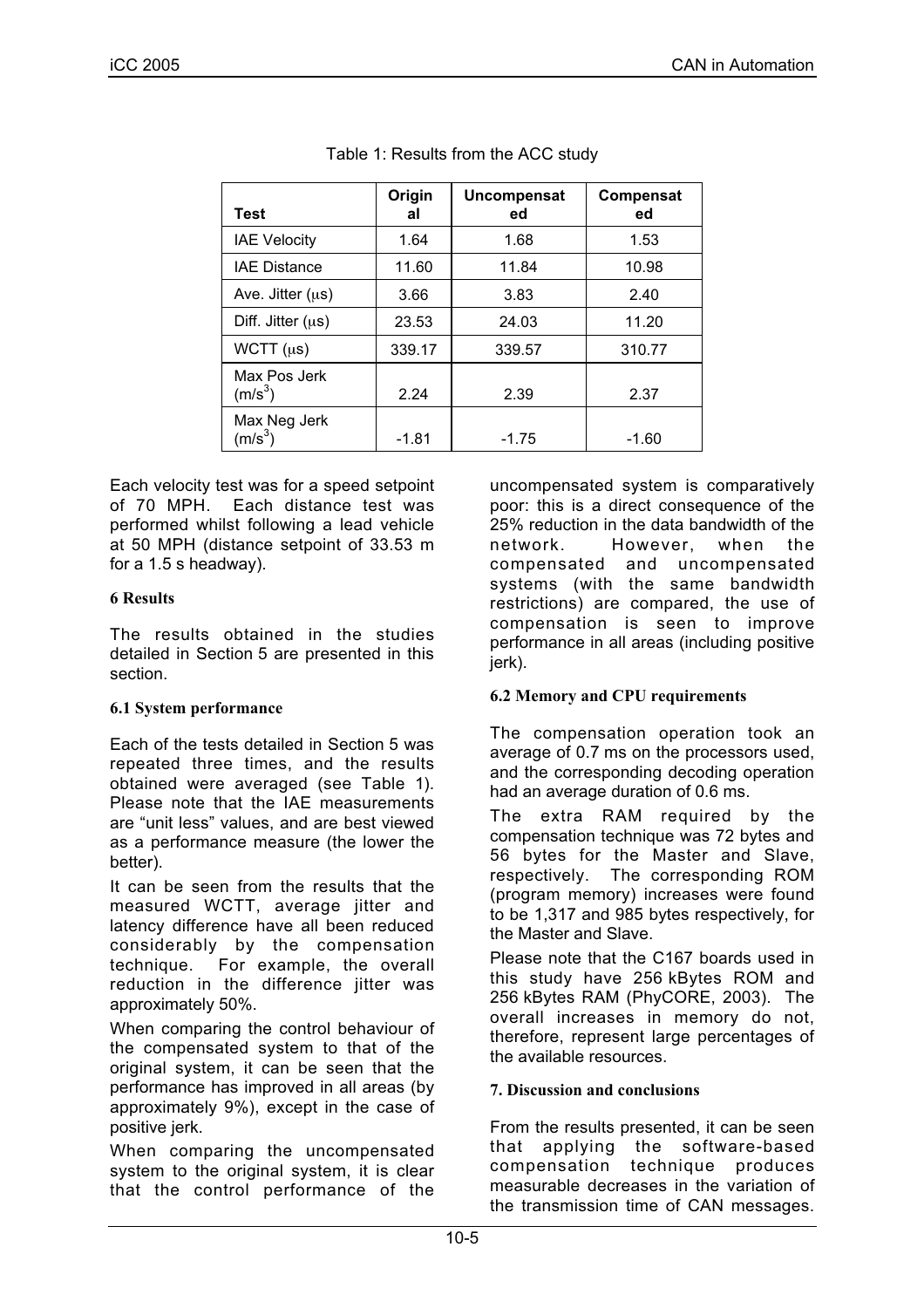Table 1: Results from the ACC study

| Test | Original | Uncompensated | Compensated |
|---|---|---|---|
| IAE Velocity | 1.64 | 1.68 | 1.53 |
| IAE Distance | 11.60 | 11.84 | 10.98 |
| Ave. Jitter (μs) | 3.66 | 3.83 | 2.40 |
| Diff. Jitter (μs) | 23.53 | 24.03 | 11.20 |
| WCTT (μs) | 339.17 | 339.57 | 310.77 |
| Max Pos Jerk ($m/s^3$) | 2.24 | 2.39 | 2.37 |
| Max Neg Jerk ($m/s^3$) | -1.81 | -1.75 | -1.60 |

Each velocity test was for a speed setpoint of 70 MPH. Each distance test was performed whilst following a lead vehicle at 50 MPH (distance setpoint of 33.53 m for a 1.5 s headway).

## 6 Results

The results obtained in the studies detailed in Section 5 are presented in this section.

### 6.1 System performance

Each of the tests detailed in Section 5 was repeated three times, and the results obtained were averaged (see Table 1). Please note that the IAE measurements are "unit less" values, and are best viewed as a performance measure (the lower the better).

It can be seen from the results that the measured WCTT, average jitter and latency difference have all been reduced considerably by the compensation technique. For example, the overall reduction in the difference jitter was approximately 50%.

When comparing the control behaviour of the compensated system to that of the original system, it can be seen that the performance has improved in all areas (by approximately 9%), except in the case of positive jerk.

When comparing the uncompensated system to the original system, it is clear that the control performance of the uncompensated system is comparatively poor: this is a direct consequence of the 25% reduction in the data bandwidth of the network. However, when the compensated and uncompensated systems (with the same bandwidth restrictions) are compared, the use of compensation is seen to improve performance in all areas (including positive jerk).

### 6.2 Memory and CPU requirements

The compensation operation took an average of 0.7 ms on the processors used, and the corresponding decoding operation had an average duration of 0.6 ms.

The extra RAM required by the compensation technique was 72 bytes and 56 bytes for the Master and Slave, respectively. The corresponding ROM (program memory) increases were found to be 1,317 and 985 bytes respectively, for the Master and Slave.

Please note that the C167 boards used in this study have 256 kBytes ROM and 256 kBytes RAM (PhyCORE, 2003). The overall increases in memory do not, therefore, represent large percentages of the available resources.

## 7. Discussion and conclusions

From the results presented, it can be seen that applying the software-based compensation technique produces measurable decreases in the variation of the transmission time of CAN messages.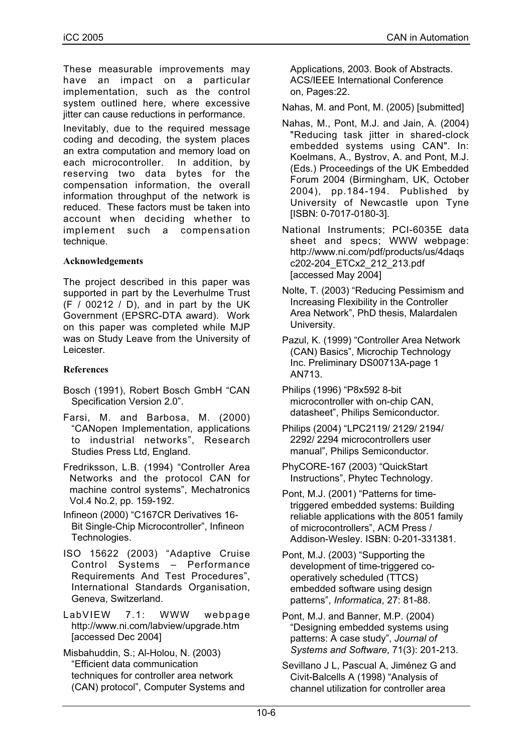These measurable improvements may have an impact on a particular implementation, such as the control system outlined here, where excessive jitter can cause reductions in performance.

Inevitably, due to the required message coding and decoding, the system places an extra computation and memory load on each microcontroller. In addition, by reserving two data bytes for the compensation information, the overall information throughput of the network is reduced. These factors must be taken into account when deciding whether to implement such a compensation technique.

## Acknowledgements

The project described in this paper was supported in part by the Leverhulme Trust (F / 00212 / D), and in part by the UK Government (EPSRC-DTA award). Work on this paper was completed while MJP was on Study Leave from the University of Leicester.

## References

Bosch (1991), Robert Bosch GmbH "CAN Specification Version 2.0".

Farsi, M. and Barbosa, M. (2000) "CANopen Implementation, applications to industrial networks", Research Studies Press Ltd, England.

Fredriksson, L.B. (1994) "Controller Area Networks and the protocol CAN for machine control systems", Mechatronics Vol.4 No.2, pp. 159-192.

Infineon (2000) "C167CR Derivatives 16-Bit Single-Chip Microcontroller", Infineon Technologies.

ISO 15622 (2003) "Adaptive Cruise Control Systems – Performance Requirements And Test Procedures", International Standards Organisation, Geneva, Switzerland.

LabVIEW 7.1: WWW webpage http://www.ni.com/labview/upgrade.htm [accessed Dec 2004]

Misbahuddin, S.; Al-Holou, N. (2003) "Efficient data communication techniques for controller area network (CAN) protocol", Computer Systems and Applications, 2003. Book of Abstracts. ACS/IEEE International Conference on, Pages:22.

Nahas, M. and Pont, M. (2005) [submitted]

Nahas, M., Pont, M.J. and Jain, A. (2004) "Reducing task jitter in shared-clock embedded systems using CAN". In: Koelmans, A., Bystrov, A. and Pont, M.J. (Eds.) Proceedings of the UK Embedded Forum 2004 (Birmingham, UK, October 2004), pp.184-194. Published by University of Newcastle upon Tyne [ISBN: 0-7017-0180-3].

National Instruments; PCI-6035E data sheet and specs; WWW webpage: http://www.ni.com/pdf/products/us/4daqsc202-204_ETCx2_212_213.pdf [accessed May 2004]

Nolte, T. (2003) "Reducing Pessimism and Increasing Flexibility in the Controller Area Network", PhD thesis, Malardalen University.

Pazul, K. (1999) "Controller Area Network (CAN) Basics", Microchip Technology Inc. Preliminary DS00713A-page 1 AN713.

Philips (1996) "P8x592 8-bit microcontroller with on-chip CAN, datasheet", Philips Semiconductor.

Philips (2004) "LPC2119/ 2129/ 2194/ 2292/ 2294 microcontrollers user manual", Philips Semiconductor.

PhyCORE-167 (2003) "QuickStart Instructions", Phytec Technology.

Pont, M.J. (2001) "Patterns for time-triggered embedded systems: Building reliable applications with the 8051 family of microcontrollers", ACM Press / Addison-Wesley. ISBN: 0-201-331381.

Pont, M.J. (2003) "Supporting the development of time-triggered co-operatively scheduled (TTCS) embedded software using design patterns", *Informatica*, 27: 81-88.

Pont, M.J. and Banner, M.P. (2004) "Designing embedded systems using patterns: A case study", *Journal of Systems and Software*, 71(3): 201-213.

Sevillano J L, Pascual A, Jiménez G and Civit-Balcells A (1998) "Analysis of channel utilization for controller area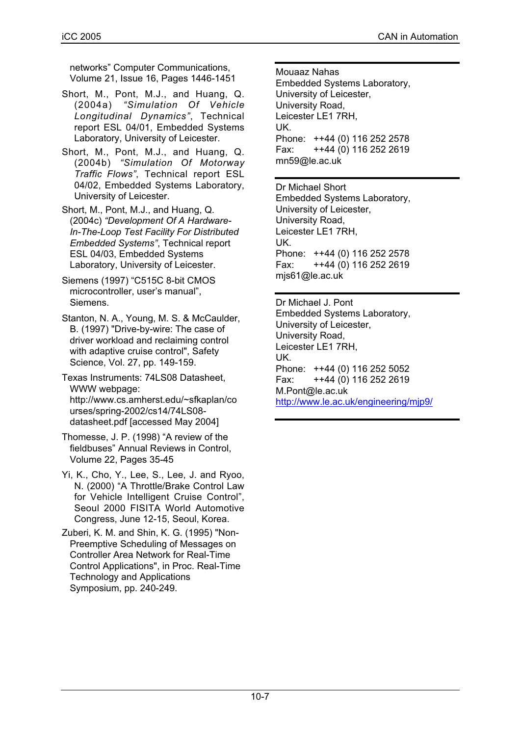networks" Computer Communications, Volume 21, Issue 16, Pages 1446-1451

Short, M., Pont, M.J., and Huang, Q. (2004a) *"Simulation Of Vehicle Longitudinal Dynamics"*, Technical report ESL 04/01, Embedded Systems Laboratory, University of Leicester.

Short, M., Pont, M.J., and Huang, Q. (2004b) *"Simulation Of Motorway Traffic Flows"*, Technical report ESL 04/02, Embedded Systems Laboratory, University of Leicester.

Short, M., Pont, M.J., and Huang, Q. (2004c) *"Development Of A Hardware-In-The-Loop Test Facility For Distributed Embedded Systems"*, Technical report ESL 04/03, Embedded Systems Laboratory, University of Leicester.

Siemens (1997) "C515C 8-bit CMOS microcontroller, user's manual", Siemens.

Stanton, N. A., Young, M. S. & McCaulder, B. (1997) "Drive-by-wire: The case of driver workload and reclaiming control with adaptive cruise control", Safety Science, Vol. 27, pp. 149-159.

Texas Instruments: 74LS08 Datasheet, WWW webpage: http://www.cs.amherst.edu/~sfkaplan/courses/spring-2002/cs14/74LS08-datasheet.pdf [accessed May 2004]

Thomesse, J. P. (1998) "A review of the fieldbuses" Annual Reviews in Control, Volume 22, Pages 35-45

Yi, K., Cho, Y., Lee, S., Lee, J. and Ryoo, N. (2000) "A Throttle/Brake Control Law for Vehicle Intelligent Cruise Control", Seoul 2000 FISITA World Automotive Congress, June 12-15, Seoul, Korea.

Zuberi, K. M. and Shin, K. G. (1995) "Non-Preemptive Scheduling of Messages on Controller Area Network for Real-Time Control Applications", in Proc. Real-Time Technology and Applications Symposium, pp. 240-249.

---

Mouaaz Nahas
Embedded Systems Laboratory,
University of Leicester,
University Road,
Leicester LE1 7RH,
UK.
Phone: ++44 (0) 116 252 2578
Fax: ++44 (0) 116 252 2619
mn59@le.ac.uk

---

Dr Michael Short
Embedded Systems Laboratory,
University of Leicester,
University Road,
Leicester LE1 7RH,
UK.
Phone: ++44 (0) 116 252 2578
Fax: ++44 (0) 116 252 2619
mjs61@le.ac.uk

---

Dr Michael J. Pont
Embedded Systems Laboratory,
University of Leicester,
University Road,
Leicester LE1 7RH,
UK.
Phone: ++44 (0) 116 252 5052
Fax: ++44 (0) 116 252 2619
M.Pont@le.ac.uk
http://www.le.ac.uk/engineering/mjp9/

---